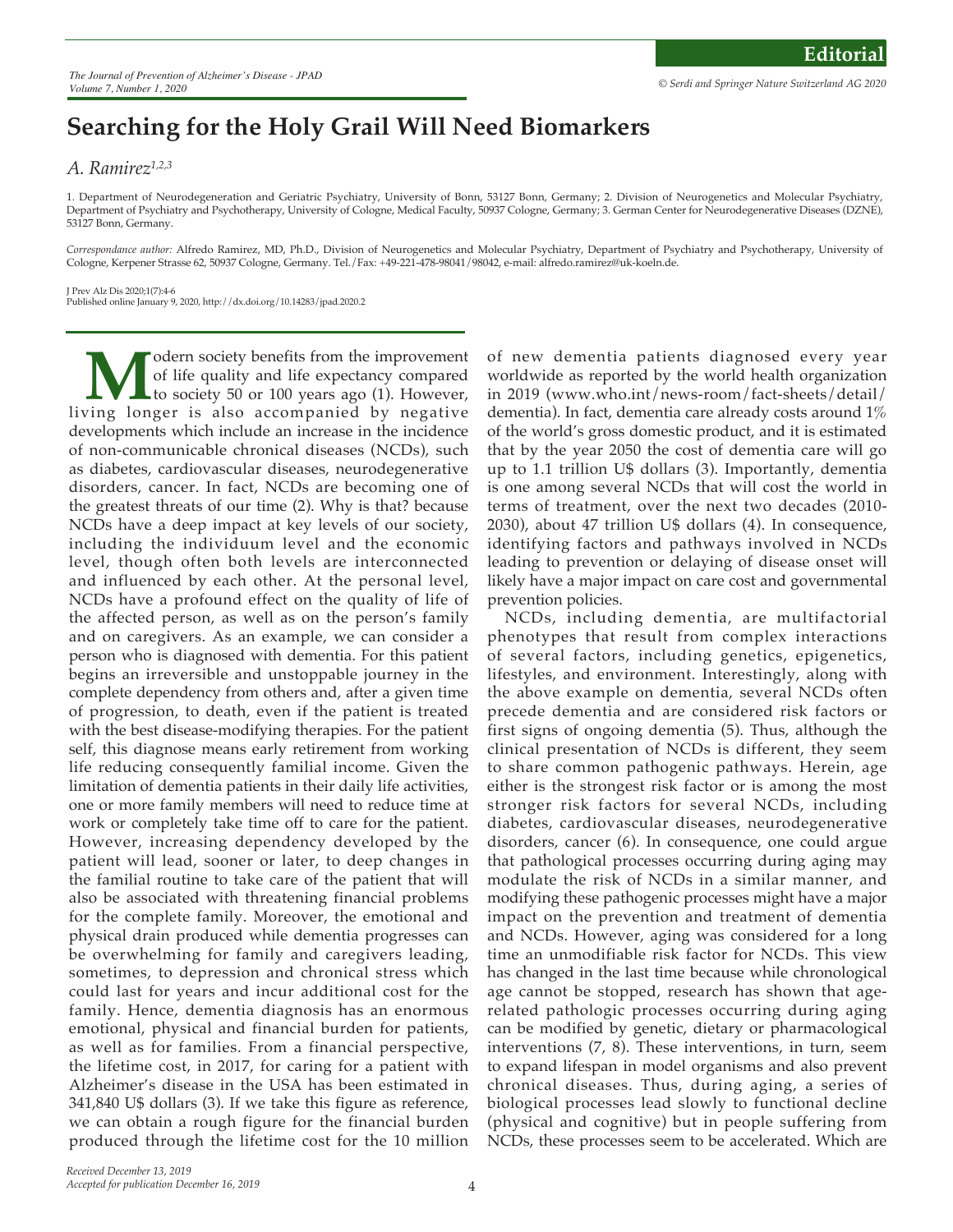Editorial

# Searching for the Holy Grail Will Need Biomarkers

*A. Ramirez*[1,2,3]

1. Department of Neurodegeneration and Geriatric Psychiatry, University of Bonn, 53127 Bonn, Germany; 2. Division of Neurogenetics and Molecular Psychiatry, Department of Psychiatry and Psychotherapy, University of Cologne, Medical Faculty, 50937 Cologne, Germany; 3. German Center for Neurodegenerative Diseases (DZNE), 53127 Bonn, Germany.

*Correspondance author:* Alfredo Ramirez, MD, Ph.D., Division of Neurogenetics and Molecular Psychiatry, Department of Psychiatry and Psychotherapy, University of Cologne, Kerpener Strasse 62, 50937 Cologne, Germany. Tel./Fax: +49-221-478-98041/98042, e-mail: alfredo.ramirez@uk-koeln.de.

J Prev Alz Dis 2020;1(7):4-6
Published online January 9, 2020, http://dx.doi.org/10.14283/jpad.2020.2

Modern society benefits from the improvement of life quality and life expectancy compared to society 50 or 100 years ago (1). However, living longer is also accompanied by negative developments which include an increase in the incidence of non-communicable chronical diseases (NCDs), such as diabetes, cardiovascular diseases, neurodegenerative disorders, cancer. In fact, NCDs are becoming one of the greatest threats of our time (2). Why is that? because NCDs have a deep impact at key levels of our society, including the individuum level and the economic level, though often both levels are interconnected and influenced by each other. At the personal level, NCDs have a profound effect on the quality of life of the affected person, as well as on the person's family and on caregivers. As an example, we can consider a person who is diagnosed with dementia. For this patient begins an irreversible and unstoppable journey in the complete dependency from others and, after a given time of progression, to death, even if the patient is treated with the best disease-modifying therapies. For the patient self, this diagnose means early retirement from working life reducing consequently familial income. Given the limitation of dementia patients in their daily life activities, one or more family members will need to reduce time at work or completely take time off to care for the patient. However, increasing dependency developed by the patient will lead, sooner or later, to deep changes in the familial routine to take care of the patient that will also be associated with threatening financial problems for the complete family. Moreover, the emotional and physical drain produced while dementia progresses can be overwhelming for family and caregivers leading, sometimes, to depression and chronical stress which could last for years and incur additional cost for the family. Hence, dementia diagnosis has an enormous emotional, physical and financial burden for patients, as well as for families. From a financial perspective, the lifetime cost, in 2017, for caring for a patient with Alzheimer's disease in the USA has been estimated in 341,840 U$ dollars (3). If we take this figure as reference, we can obtain a rough figure for the financial burden produced through the lifetime cost for the 10 million of new dementia patients diagnosed every year worldwide as reported by the world health organization in 2019 (www.who.int/news-room/fact-sheets/detail/dementia). In fact, dementia care already costs around 1% of the world's gross domestic product, and it is estimated that by the year 2050 the cost of dementia care will go up to 1.1 trillion U$ dollars (3). Importantly, dementia is one among several NCDs that will cost the world in terms of treatment, over the next two decades (2010-2030), about 47 trillion U$ dollars (4). In consequence, identifying factors and pathways involved in NCDs leading to prevention or delaying of disease onset will likely have a major impact on care cost and governmental prevention policies.

NCDs, including dementia, are multifactorial phenotypes that result from complex interactions of several factors, including genetics, epigenetics, lifestyles, and environment. Interestingly, along with the above example on dementia, several NCDs often precede dementia and are considered risk factors or first signs of ongoing dementia (5). Thus, although the clinical presentation of NCDs is different, they seem to share common pathogenic pathways. Herein, age either is the strongest risk factor or is among the most stronger risk factors for several NCDs, including diabetes, cardiovascular diseases, neurodegenerative disorders, cancer (6). In consequence, one could argue that pathological processes occurring during aging may modulate the risk of NCDs in a similar manner, and modifying these pathogenic processes might have a major impact on the prevention and treatment of dementia and NCDs. However, aging was considered for a long time an unmodifiable risk factor for NCDs. This view has changed in the last time because while chronological age cannot be stopped, research has shown that age-related pathologic processes occurring during aging can be modified by genetic, dietary or pharmacological interventions (7, 8). These interventions, in turn, seem to expand lifespan in model organisms and also prevent chronical diseases. Thus, during aging, a series of biological processes lead slowly to functional decline (physical and cognitive) but in people suffering from NCDs, these processes seem to be accelerated. Which are

*Received December 13, 2019*
*Accepted for publication December 16, 2019*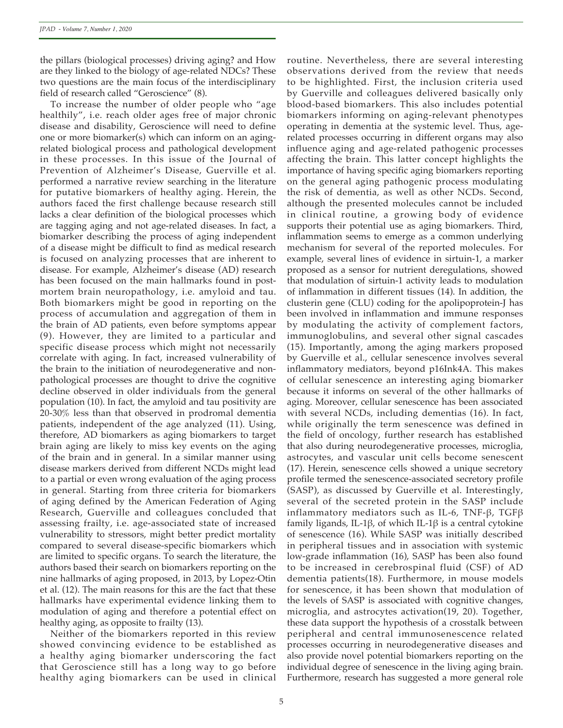the pillars (biological processes) driving aging? and How are they linked to the biology of age-related NDCs? These two questions are the main focus of the interdisciplinary field of research called "Geroscience" (8).

To increase the number of older people who "age healthily", i.e. reach older ages free of major chronic disease and disability, Geroscience will need to define one or more biomarker(s) which can inform on an aging-related biological process and pathological development in these processes. In this issue of the Journal of Prevention of Alzheimer's Disease, Guerville et al. performed a narrative review searching in the literature for putative biomarkers of healthy aging. Herein, the authors faced the first challenge because research still lacks a clear definition of the biological processes which are tagging aging and not age-related diseases. In fact, a biomarker describing the process of aging independent of a disease might be difficult to find as medical research is focused on analyzing processes that are inherent to disease. For example, Alzheimer's disease (AD) research has been focused on the main hallmarks found in post-mortem brain neuropathology, i.e. amyloid and tau. Both biomarkers might be good in reporting on the process of accumulation and aggregation of them in the brain of AD patients, even before symptoms appear (9). However, they are limited to a particular and specific disease process which might not necessarily correlate with aging. In fact, increased vulnerability of the brain to the initiation of neurodegenerative and non-pathological processes are thought to drive the cognitive decline observed in older individuals from the general population (10). In fact, the amyloid and tau positivity are 20-30% less than that observed in prodromal dementia patients, independent of the age analyzed (11). Using, therefore, AD biomarkers as aging biomarkers to target brain aging are likely to miss key events on the aging of the brain and in general. In a similar manner using disease markers derived from different NCDs might lead to a partial or even wrong evaluation of the aging process in general. Starting from three criteria for biomarkers of aging defined by the American Federation of Aging Research, Guerville and colleagues concluded that assessing frailty, i.e. age-associated state of increased vulnerability to stressors, might better predict mortality compared to several disease-specific biomarkers which are limited to specific organs. To search the literature, the authors based their search on biomarkers reporting on the nine hallmarks of aging proposed, in 2013, by Lopez-Otin et al. (12). The main reasons for this are the fact that these hallmarks have experimental evidence linking them to modulation of aging and therefore a potential effect on healthy aging, as opposite to frailty (13).

Neither of the biomarkers reported in this review showed convincing evidence to be established as a healthy aging biomarker underscoring the fact that Geroscience still has a long way to go before healthy aging biomarkers can be used in clinical routine. Nevertheless, there are several interesting observations derived from the review that needs to be highlighted. First, the inclusion criteria used by Guerville and colleagues delivered basically only blood-based biomarkers. This also includes potential biomarkers informing on aging-relevant phenotypes operating in dementia at the systemic level. Thus, age-related processes occurring in different organs may also influence aging and age-related pathogenic processes affecting the brain. This latter concept highlights the importance of having specific aging biomarkers reporting on the general aging pathogenic process modulating the risk of dementia, as well as other NCDs. Second, although the presented molecules cannot be included in clinical routine, a growing body of evidence supports their potential use as aging biomarkers. Third, inflammation seems to emerge as a common underlying mechanism for several of the reported molecules. For example, several lines of evidence in sirtuin-1, a marker proposed as a sensor for nutrient deregulations, showed that modulation of sirtuin-1 activity leads to modulation of inflammation in different tissues (14). In addition, the clusterin gene (CLU) coding for the apolipoprotein-J has been involved in inflammation and immune responses by modulating the activity of complement factors, immunoglobulins, and several other signal cascades (15). Importantly, among the aging markers proposed by Guerville et al., cellular senescence involves several inflammatory mediators, beyond p16Ink4A. This makes of cellular senescence an interesting aging biomarker because it informs on several of the other hallmarks of aging. Moreover, cellular senescence has been associated with several NCDs, including dementias (16). In fact, while originally the term senescence was defined in the field of oncology, further research has established that also during neurodegenerative processes, microglia, astrocytes, and vascular unit cells become senescent (17). Herein, senescence cells showed a unique secretory profile termed the senescence-associated secretory profile (SASP), as discussed by Guerville et al. Interestingly, several of the secreted protein in the SASP include inflammatory mediators such as IL-6, TNF-β, TGFβ family ligands, IL-1β, of which IL-1β is a central cytokine of senescence (16). While SASP was initially described in peripheral tissues and in association with systemic low-grade inflammation (16), SASP has been also found to be increased in cerebrospinal fluid (CSF) of AD dementia patients(18). Furthermore, in mouse models for senescence, it has been shown that modulation of the levels of SASP is associated with cognitive changes, microglia, and astrocytes activation(19, 20). Together, these data support the hypothesis of a crosstalk between peripheral and central immunosenescence related processes occurring in neurodegenerative diseases and also provide novel potential biomarkers reporting on the individual degree of senescence in the living aging brain. Furthermore, research has suggested a more general role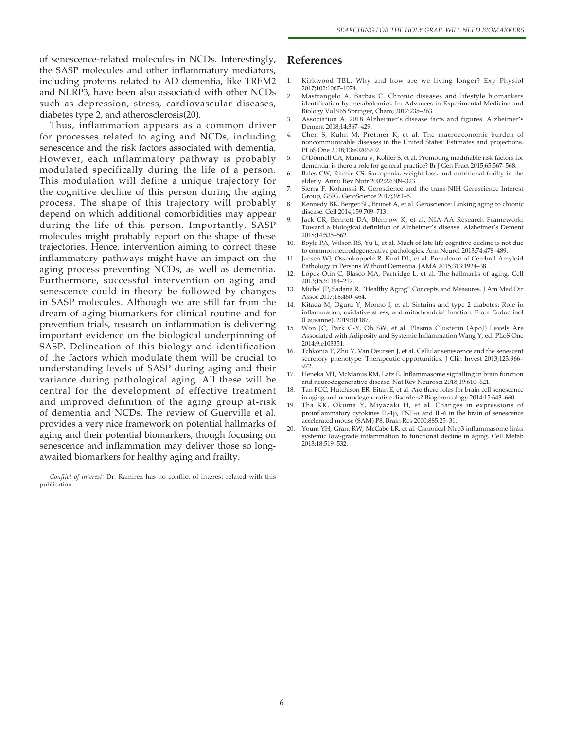of senescence-related molecules in NCDs. Interestingly, the SASP molecules and other inflammatory mediators, including proteins related to AD dementia, like TREM2 and NLRP3, have been also associated with other NCDs such as depression, stress, cardiovascular diseases, diabetes type 2, and atherosclerosis(20).

Thus, inflammation appears as a common driver for processes related to aging and NCDs, including senescence and the risk factors associated with dementia. However, each inflammatory pathway is probably modulated specifically during the life of a person. This modulation will define a unique trajectory for the cognitive decline of this person during the aging process. The shape of this trajectory will probably depend on which additional comorbidities may appear during the life of this person. Importantly, SASP molecules might probably report on the shape of these trajectories. Hence, intervention aiming to correct these inflammatory pathways might have an impact on the aging process preventing NCDs, as well as dementia. Furthermore, successful intervention on aging and senescence could in theory be followed by changes in SASP molecules. Although we are still far from the dream of aging biomarkers for clinical routine and for prevention trials, research on inflammation is delivering important evidence on the biological underpinning of SASP. Delineation of this biology and identification of the factors which modulate them will be crucial to understanding levels of SASP during aging and their variance during pathological aging. All these will be central for the development of effective treatment and improved definition of the aging group at-risk of dementia and NCDs. The review of Guerville et al. provides a very nice framework on potential hallmarks of aging and their potential biomarkers, though focusing on senescence and inflammation may deliver those so long-awaited biomarkers for healthy aging and frailty.

*Conflict of interest:* Dr. Ramirez has no conflict of interest related with this publication.

## References

1. Kirkwood TBL. Why and how are we living longer? Exp Physiol 2017;102:1067–1074.
2. Mastrangelo A, Barbas C. Chronic diseases and lifestyle biomarkers identification by metabolomics. In: Advances in Experimental Medicine and Biology Vol 965 Springer, Cham; 2017:235–263.
3. Association A. 2018 Alzheimer's disease facts and figures. Alzheimer's Dement 2018;14:367–429.
4. Chen S, Kuhn M, Prettner K, et al. The macroeconomic burden of noncommunicable diseases in the United States: Estimates and projections. PLoS One 2018;13:e0206702.
5. O'Donnell CA, Manera V, Köhler S, et al. Promoting modifiable risk factors for dementia: is there a role for general practice? Br J Gen Pract 2015;65:567–568.
6. Bales CW, Ritchie CS. Sarcopenia, weight loss, and nutritional frailty in the elderly. Annu Rev Nutr 2002;22:309–323.
7. Sierra F, Kohanski R. Geroscience and the trans-NIH Geroscience Interest Group, GSIG. GeroScience 2017;39:1–5.
8. Kennedy BK, Berger SL, Brunet A, et al. Geroscience: Linking aging to chronic disease. Cell 2014;159:709–713.
9. Jack CR, Bennett DA, Blennow K, et al. NIA-AA Research Framework: Toward a biological definition of Alzheimer's disease. Alzheimer's Dement 2018;14:535–562.
10. Boyle PA, Wilson RS, Yu L, et al. Much of late life cognitive decline is not due to common neurodegenerative pathologies. Ann Neurol 2013;74:478–489.
11. Jansen WJ, Ossenkoppele R, Knol DL, et al. Prevalence of Cerebral Amyloid Pathology in Persons Without Dementia. JAMA 2015;313:1924–38.
12. López-Otín C, Blasco MA, Partridge L, et al. The hallmarks of aging. Cell 2013;153:1194–217.
13. Michel JP, Sadana R. "Healthy Aging" Concepts and Measures. J Am Med Dir Assoc 2017;18:460–464.
14. Kitada M, Ogura Y, Monno I, et al. Sirtuins and type 2 diabetes: Role in inflammation, oxidative stress, and mitochondrial function. Front Endocrinol (Lausanne). 2019;10:187.
15. Won JC, Park C-Y, Oh SW, et al. Plasma Clusterin (ApoJ) Levels Are Associated with Adiposity and Systemic Inflammation Wang Y, ed. PLoS One 2014;9:e103351.
16. Tchkonia T, Zhu Y, Van Deursen J, et al. Cellular senescence and the senescent secretory phenotype: Therapeutic opportunities. J Clin Invest 2013;123:966–972.
17. Heneka MT, McManus RM, Latz E. Inflammasome signalling in brain function and neurodegenerative disease. Nat Rev Neurosci 2018;19:610–621.
18. Tan FCC, Hutchison ER, Eitan E, et al. Are there roles for brain cell senescence in aging and neurodegenerative disorders? Biogerontology 2014;15:643–660.
19. Tha KK, Okuma Y, Miyazaki H, et al. Changes in expressions of proinflammatory cytokines IL-1β, TNF-α and IL-6 in the brain of senescence accelerated mouse (SAM) P8. Brain Res 2000;885:25–31.
20. Youm YH, Grant RW, McCabe LR, et al. Canonical Nlrp3 inflammasome links systemic low-grade inflammation to functional decline in aging. Cell Metab 2013;18:519–532.